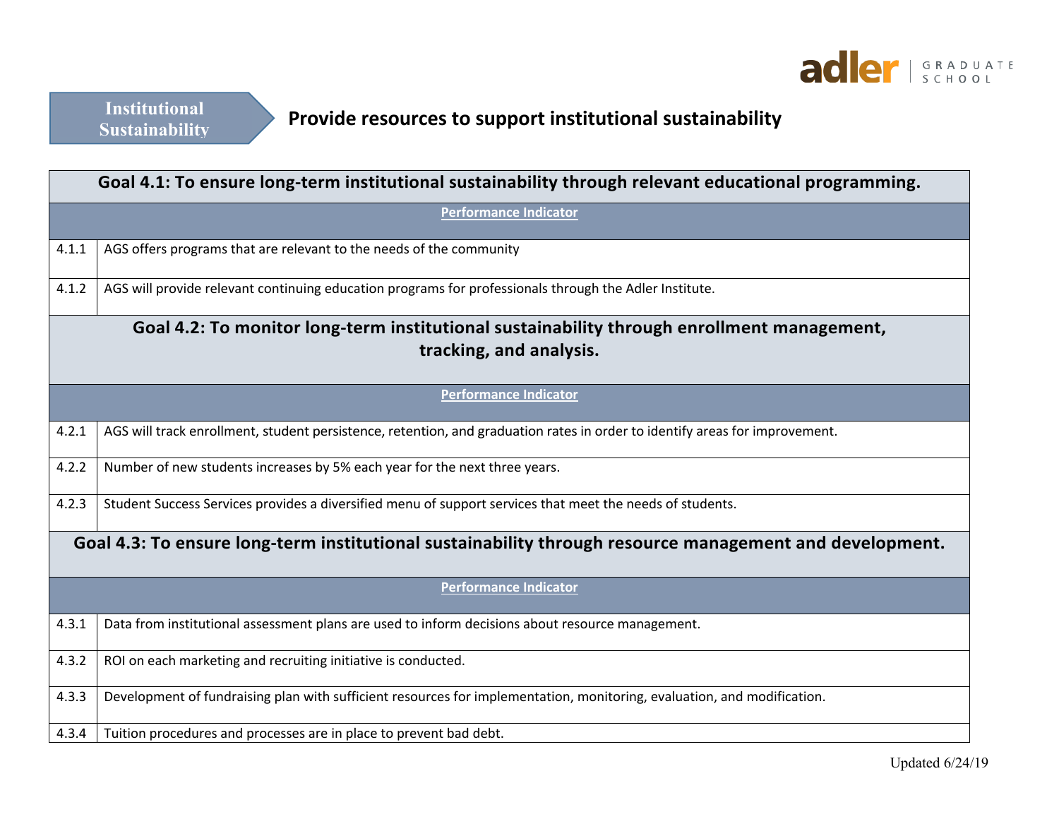**Institutional Sustainability**

## Provide resources to support institutional sustainability

| Goal 4.1: To ensure long-term institutional sustainability through relevant educational programming. | |
|---|---|
| | **Performance Indicator** |
| 4.1.1 | AGS offers programs that are relevant to the needs of the community |
| 4.1.2 | AGS will provide relevant continuing education programs for professionals through the Adler Institute. |
| **Goal 4.2: To monitor long-term institutional sustainability through enrollment management, tracking, and analysis.** | |
| | **Performance Indicator** |
| 4.2.1 | AGS will track enrollment, student persistence, retention, and graduation rates in order to identify areas for improvement. |
| 4.2.2 | Number of new students increases by 5% each year for the next three years. |
| 4.2.3 | Student Success Services provides a diversified menu of support services that meet the needs of students. |
| **Goal 4.3: To ensure long-term institutional sustainability through resource management and development.** | |
| | **Performance Indicator** |
| 4.3.1 | Data from institutional assessment plans are used to inform decisions about resource management. |
| 4.3.2 | ROI on each marketing and recruiting initiative is conducted. |
| 4.3.3 | Development of fundraising plan with sufficient resources for implementation, monitoring, evaluation, and modification. |
| 4.3.4 | Tuition procedures and processes are in place to prevent bad debt. |

Updated 6/24/19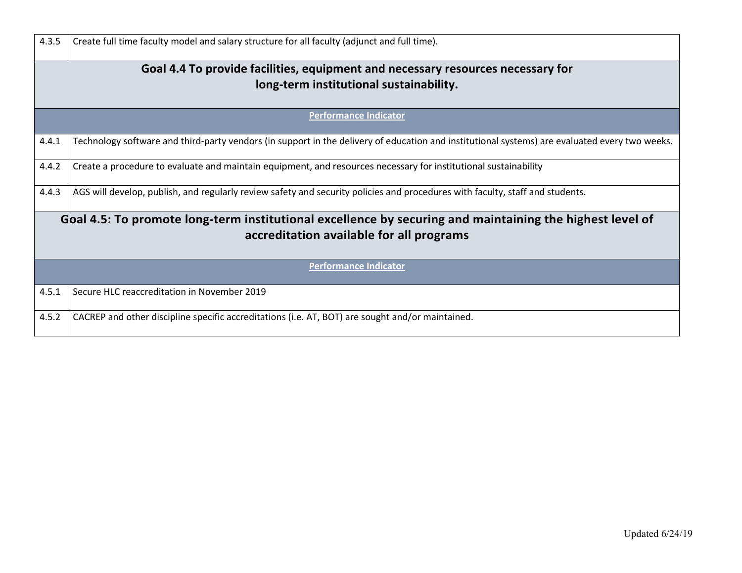| | |
|---|---|
| 4.3.5 | Create full time faculty model and salary structure for all faculty (adjunct and full time). |

### Goal 4.4 To provide facilities, equipment and necessary resources necessary for long-term institutional sustainability.

| Performance Indicator | |
|---|---|
| 4.4.1 | Technology software and third-party vendors (in support in the delivery of education and institutional systems) are evaluated every two weeks. |
| 4.4.2 | Create a procedure to evaluate and maintain equipment, and resources necessary for institutional sustainability |
| 4.4.3 | AGS will develop, publish, and regularly review safety and security policies and procedures with faculty, staff and students. |

### Goal 4.5: To promote long-term institutional excellence by securing and maintaining the highest level of accreditation available for all programs

| Performance Indicator | |
|---|---|
| 4.5.1 | Secure HLC reaccreditation in November 2019 |
| 4.5.2 | CACREP and other discipline specific accreditations (i.e. AT, BOT) are sought and/or maintained. |

Updated 6/24/19